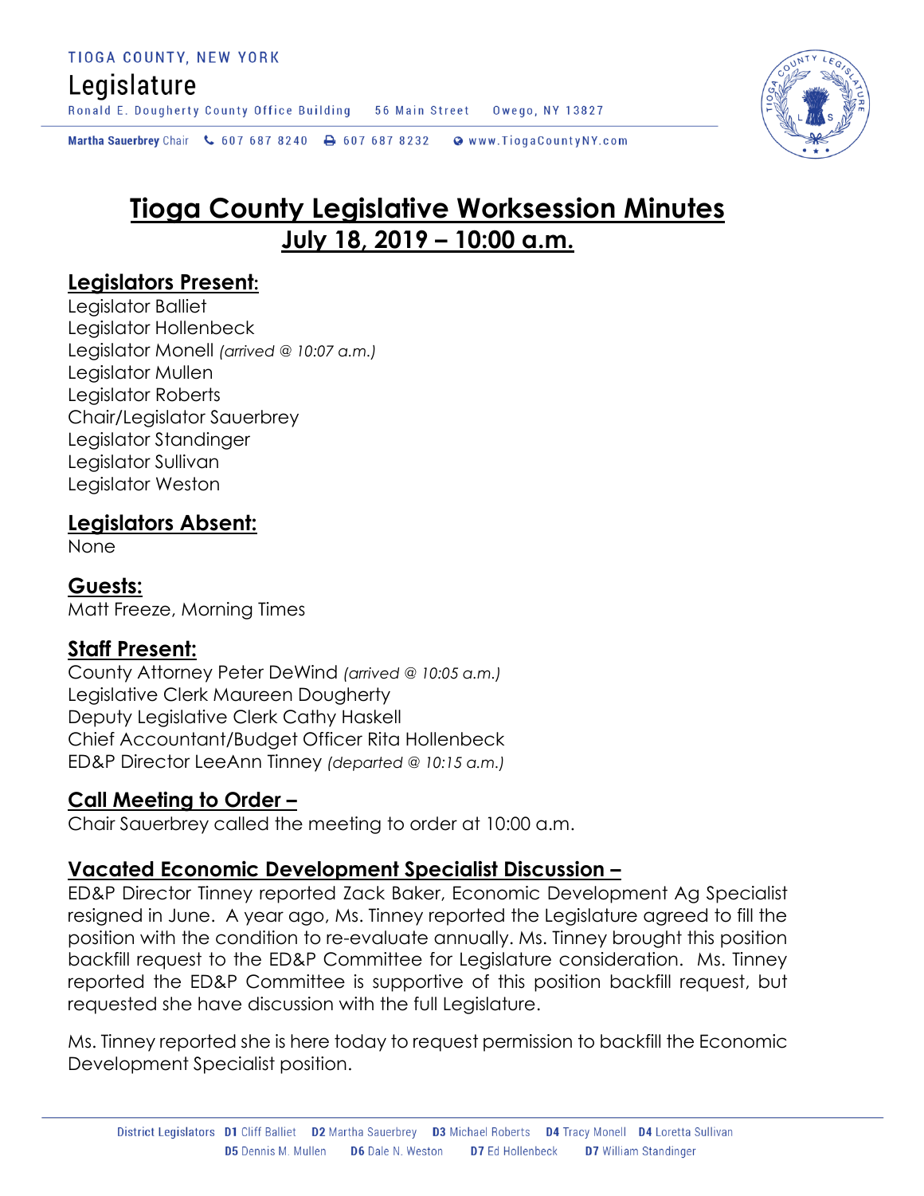TIOGA COUNTY, NEW YORK

Legislature

Ronald E. Dougherty County Office Building 56 Main Street Owego, NY 13827

Martha Sauerbrey Chair 607 687 8240 607 687 8232 www.TiogaCountyNY.com

# Tioga County Legislative Worksession Minutes
## July 18, 2019 – 10:00 a.m.

## Legislators Present:
Legislator Balliet
Legislator Hollenbeck
Legislator Monell *(arrived @ 10:07 a.m.)*
Legislator Mullen
Legislator Roberts
Chair/Legislator Sauerbrey
Legislator Standinger
Legislator Sullivan
Legislator Weston

## Legislators Absent:
None

## Guests:
Matt Freeze, Morning Times

## Staff Present:
County Attorney Peter DeWind *(arrived @ 10:05 a.m.)*
Legislative Clerk Maureen Dougherty
Deputy Legislative Clerk Cathy Haskell
Chief Accountant/Budget Officer Rita Hollenbeck
ED&P Director LeeAnn Tinney *(departed @ 10:15 a.m.)*

## Call Meeting to Order –
Chair Sauerbrey called the meeting to order at 10:00 a.m.

## Vacated Economic Development Specialist Discussion –
ED&P Director Tinney reported Zack Baker, Economic Development Ag Specialist resigned in June. A year ago, Ms. Tinney reported the Legislature agreed to fill the position with the condition to re-evaluate annually. Ms. Tinney brought this position backfill request to the ED&P Committee for Legislature consideration. Ms. Tinney reported the ED&P Committee is supportive of this position backfill request, but requested she have discussion with the full Legislature.

Ms. Tinney reported she is here today to request permission to backfill the Economic Development Specialist position.

District Legislators D1 Cliff Balliet D2 Martha Sauerbrey D3 Michael Roberts D4 Tracy Monell D4 Loretta Sullivan D5 Dennis M. Mullen D6 Dale N. Weston D7 Ed Hollenbeck D7 William Standinger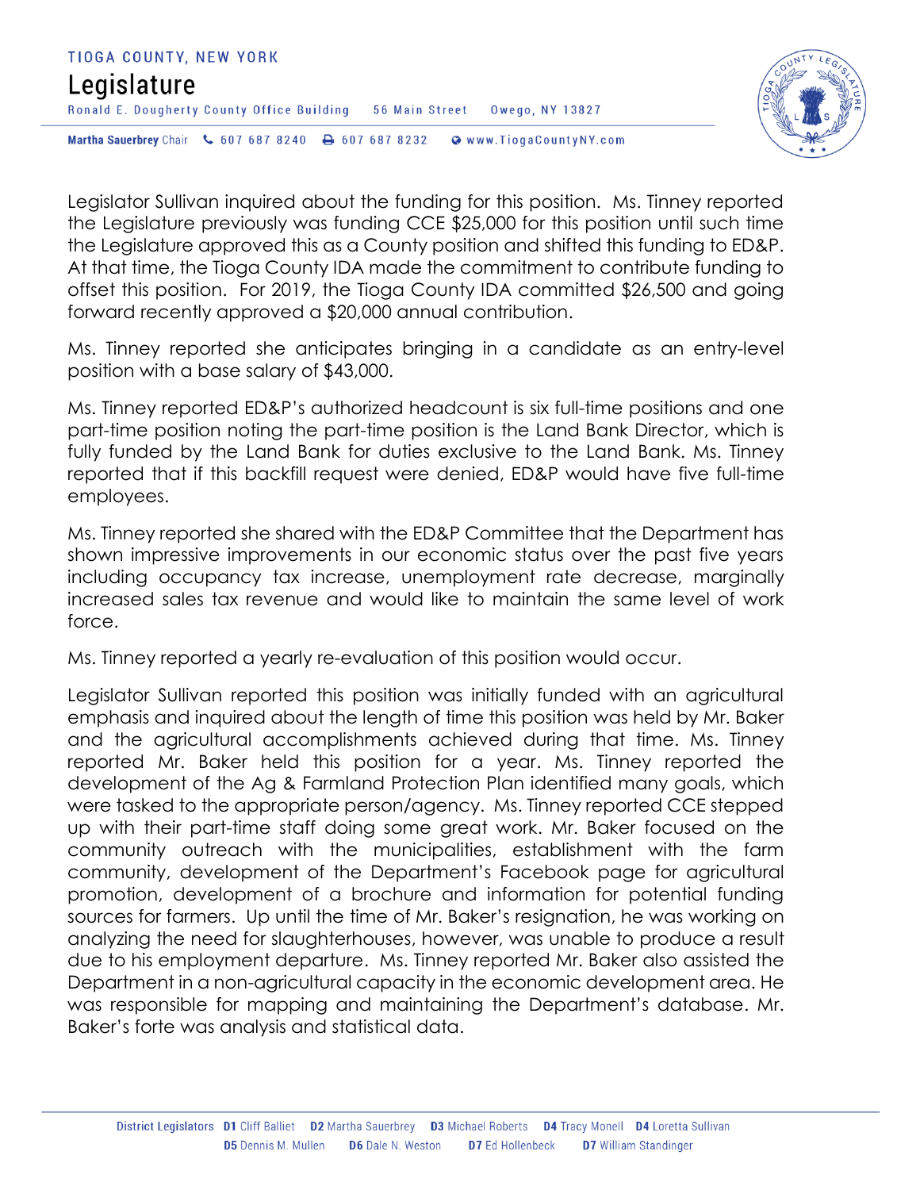Legislator Sullivan inquired about the funding for this position. Ms. Tinney reported the Legislature previously was funding CCE $25,000 for this position until such time the Legislature approved this as a County position and shifted this funding to ED&P. At that time, the Tioga County IDA made the commitment to contribute funding to offset this position. For 2019, the Tioga County IDA committed $26,500 and going forward recently approved a $20,000 annual contribution.

Ms. Tinney reported she anticipates bringing in a candidate as an entry-level position with a base salary of $43,000.

Ms. Tinney reported ED&P's authorized headcount is six full-time positions and one part-time position noting the part-time position is the Land Bank Director, which is fully funded by the Land Bank for duties exclusive to the Land Bank. Ms. Tinney reported that if this backfill request were denied, ED&P would have five full-time employees.

Ms. Tinney reported she shared with the ED&P Committee that the Department has shown impressive improvements in our economic status over the past five years including occupancy tax increase, unemployment rate decrease, marginally increased sales tax revenue and would like to maintain the same level of work force.

Ms. Tinney reported a yearly re-evaluation of this position would occur.

Legislator Sullivan reported this position was initially funded with an agricultural emphasis and inquired about the length of time this position was held by Mr. Baker and the agricultural accomplishments achieved during that time. Ms. Tinney reported Mr. Baker held this position for a year. Ms. Tinney reported the development of the Ag & Farmland Protection Plan identified many goals, which were tasked to the appropriate person/agency. Ms. Tinney reported CCE stepped up with their part-time staff doing some great work. Mr. Baker focused on the community outreach with the municipalities, establishment with the farm community, development of the Department's Facebook page for agricultural promotion, development of a brochure and information for potential funding sources for farmers. Up until the time of Mr. Baker's resignation, he was working on analyzing the need for slaughterhouses, however, was unable to produce a result due to his employment departure. Ms. Tinney reported Mr. Baker also assisted the Department in a non-agricultural capacity in the economic development area. He was responsible for mapping and maintaining the Department's database. Mr. Baker's forte was analysis and statistical data.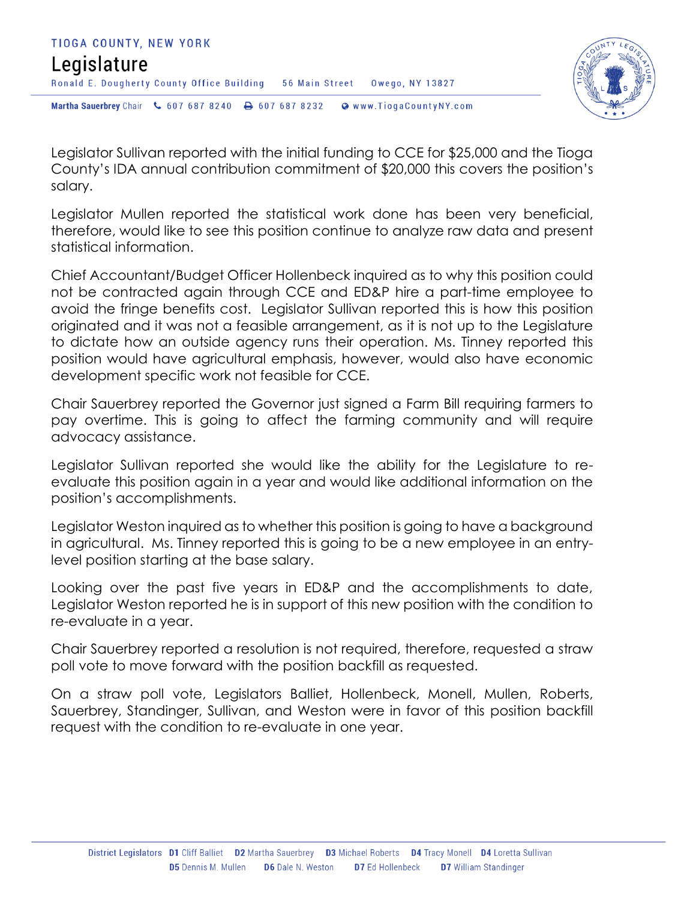Legislator Sullivan reported with the initial funding to CCE for $25,000 and the Tioga County's IDA annual contribution commitment of $20,000 this covers the position's salary.

Legislator Mullen reported the statistical work done has been very beneficial, therefore, would like to see this position continue to analyze raw data and present statistical information.

Chief Accountant/Budget Officer Hollenbeck inquired as to why this position could not be contracted again through CCE and ED&P hire a part-time employee to avoid the fringe benefits cost. Legislator Sullivan reported this is how this position originated and it was not a feasible arrangement, as it is not up to the Legislature to dictate how an outside agency runs their operation. Ms. Tinney reported this position would have agricultural emphasis, however, would also have economic development specific work not feasible for CCE.

Chair Sauerbrey reported the Governor just signed a Farm Bill requiring farmers to pay overtime. This is going to affect the farming community and will require advocacy assistance.

Legislator Sullivan reported she would like the ability for the Legislature to re-evaluate this position again in a year and would like additional information on the position's accomplishments.

Legislator Weston inquired as to whether this position is going to have a background in agricultural. Ms. Tinney reported this is going to be a new employee in an entry-level position starting at the base salary.

Looking over the past five years in ED&P and the accomplishments to date, Legislator Weston reported he is in support of this new position with the condition to re-evaluate in a year.

Chair Sauerbrey reported a resolution is not required, therefore, requested a straw poll vote to move forward with the position backfill as requested.

On a straw poll vote, Legislators Balliet, Hollenbeck, Monell, Mullen, Roberts, Sauerbrey, Standinger, Sullivan, and Weston were in favor of this position backfill request with the condition to re-evaluate in one year.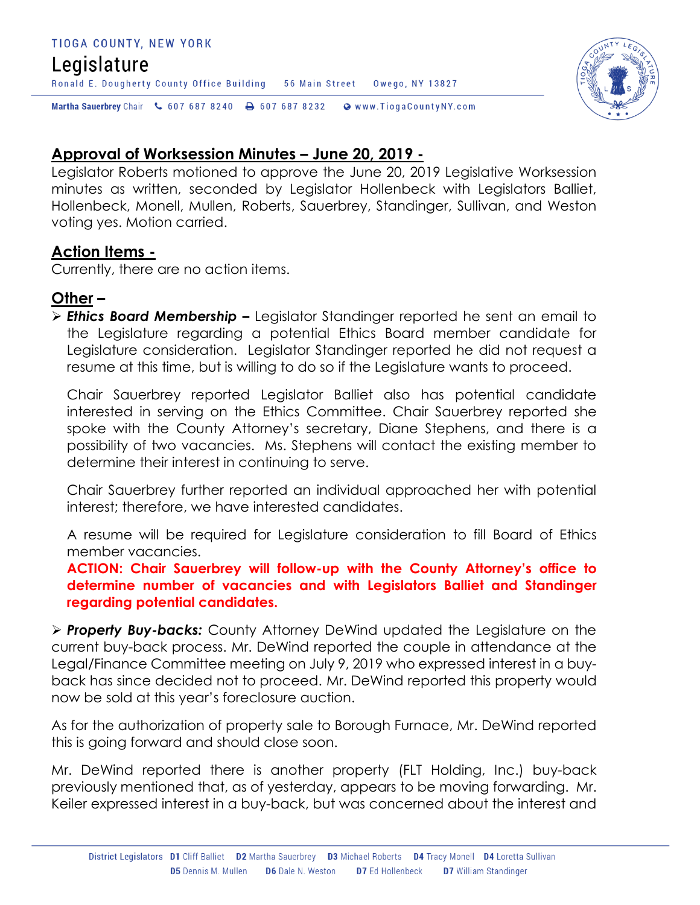## Approval of Worksession Minutes – June 20, 2019 -

Legislator Roberts motioned to approve the June 20, 2019 Legislative Worksession minutes as written, seconded by Legislator Hollenbeck with Legislators Balliet, Hollenbeck, Monell, Mullen, Roberts, Sauerbrey, Standinger, Sullivan, and Weston voting yes. Motion carried.

## Action Items -

Currently, there are no action items.

## Other –

- ***Ethics Board Membership –*** Legislator Standinger reported he sent an email to the Legislature regarding a potential Ethics Board member candidate for Legislature consideration. Legislator Standinger reported he did not request a resume at this time, but is willing to do so if the Legislature wants to proceed.

  Chair Sauerbrey reported Legislator Balliet also has potential candidate interested in serving on the Ethics Committee. Chair Sauerbrey reported she spoke with the County Attorney's secretary, Diane Stephens, and there is a possibility of two vacancies. Ms. Stephens will contact the existing member to determine their interest in continuing to serve.

  Chair Sauerbrey further reported an individual approached her with potential interest; therefore, we have interested candidates.

  A resume will be required for Legislature consideration to fill Board of Ethics member vacancies.

  **ACTION: Chair Sauerbrey will follow-up with the County Attorney's office to determine number of vacancies and with Legislators Balliet and Standinger regarding potential candidates.**

- ***Property Buy-backs:*** County Attorney DeWind updated the Legislature on the current buy-back process. Mr. DeWind reported the couple in attendance at the Legal/Finance Committee meeting on July 9, 2019 who expressed interest in a buy-back has since decided not to proceed. Mr. DeWind reported this property would now be sold at this year's foreclosure auction.

As for the authorization of property sale to Borough Furnace, Mr. DeWind reported this is going forward and should close soon.

Mr. DeWind reported there is another property (FLT Holding, Inc.) buy-back previously mentioned that, as of yesterday, appears to be moving forwarding. Mr. Keiler expressed interest in a buy-back, but was concerned about the interest and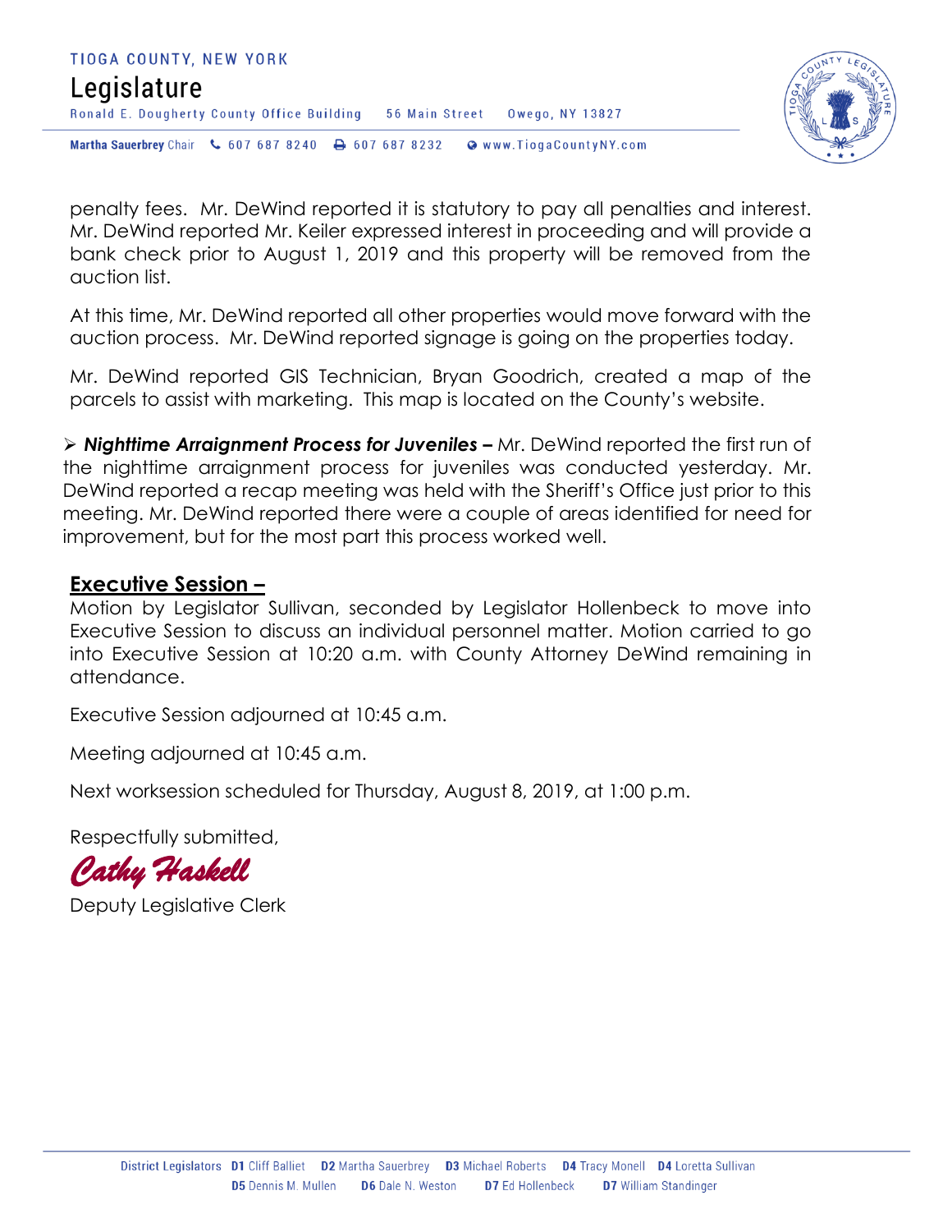penalty fees. Mr. DeWind reported it is statutory to pay all penalties and interest. Mr. DeWind reported Mr. Keiler expressed interest in proceeding and will provide a bank check prior to August 1, 2019 and this property will be removed from the auction list.

At this time, Mr. DeWind reported all other properties would move forward with the auction process. Mr. DeWind reported signage is going on the properties today.

Mr. DeWind reported GIS Technician, Bryan Goodrich, created a map of the parcels to assist with marketing. This map is located on the County's website.

➢ ***Nighttime Arraignment Process for Juveniles –*** Mr. DeWind reported the first run of the nighttime arraignment process for juveniles was conducted yesterday. Mr. DeWind reported a recap meeting was held with the Sheriff's Office just prior to this meeting. Mr. DeWind reported there were a couple of areas identified for need for improvement, but for the most part this process worked well.

## Executive Session –

Motion by Legislator Sullivan, seconded by Legislator Hollenbeck to move into Executive Session to discuss an individual personnel matter. Motion carried to go into Executive Session at 10:20 a.m. with County Attorney DeWind remaining in attendance.

Executive Session adjourned at 10:45 a.m.

Meeting adjourned at 10:45 a.m.

Next worksession scheduled for Thursday, August 8, 2019, at 1:00 p.m.

Respectfully submitted,

*Cathy Haskell*

Deputy Legislative Clerk